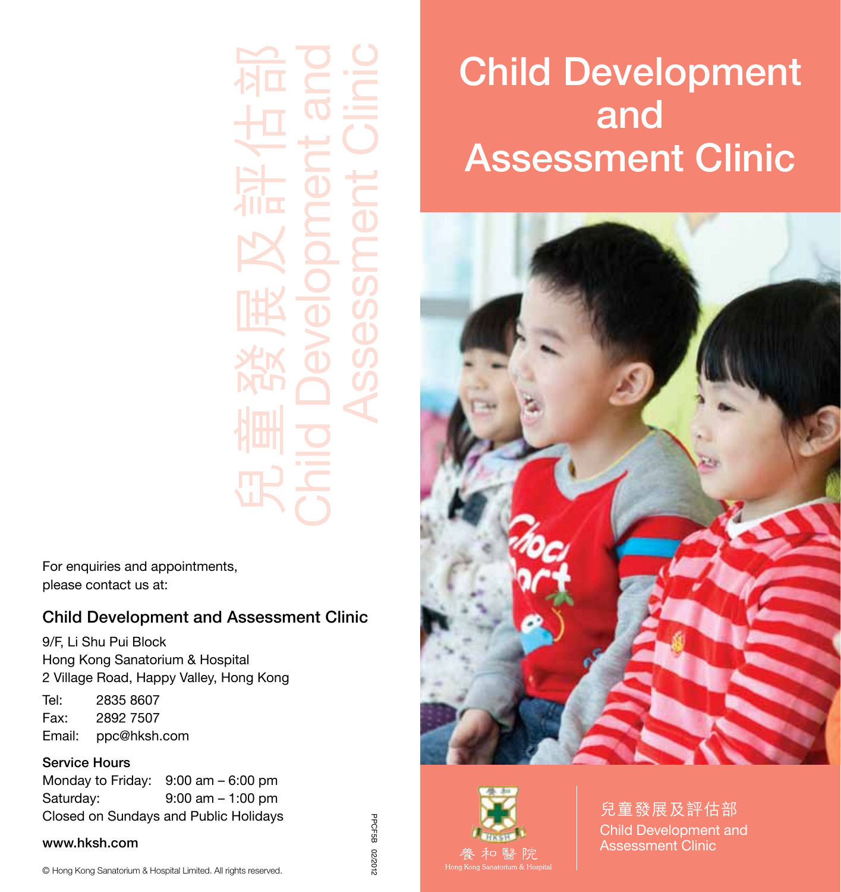# Child Development and Assessment Clinic

兒童發展及評估部
Child Development and Assessment Clinic

養和醫院
Hong Kong Sanatorium & Hospital

兒童發展及評估部
Child Development and Assessment Clinic

For enquiries and appointments,
please contact us at:

## Child Development and Assessment Clinic

9/F, Li Shu Pui Block
Hong Kong Sanatorium & Hospital
2 Village Road, Happy Valley, Hong Kong

Tel: 2835 8607
Fax: 2892 7507
Email: ppc@hksh.com

**Service Hours**

Monday to Friday: 9:00 am – 6:00 pm
Saturday: 9:00 am – 1:00 pm
Closed on Sundays and Public Holidays

**www.hksh.com**

© Hong Kong Sanatorium & Hospital Limited. All rights reserved.

PPCF5B 02/2012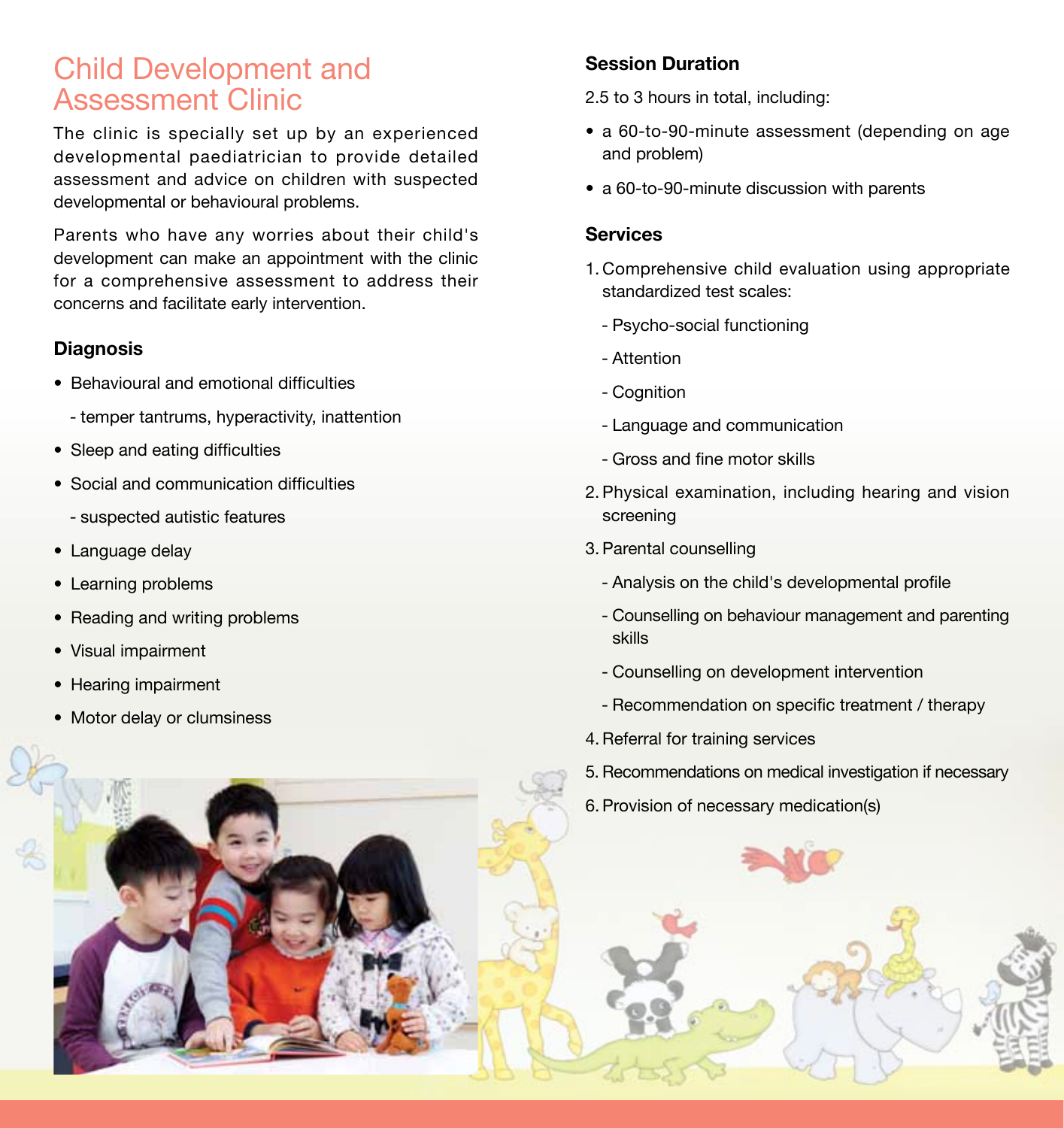# Child Development and Assessment Clinic

The clinic is specially set up by an experienced developmental paediatrician to provide detailed assessment and advice on children with suspected developmental or behavioural problems.

Parents who have any worries about their child's development can make an appointment with the clinic for a comprehensive assessment to address their concerns and facilitate early intervention.

### Diagnosis

- Behavioural and emotional difficulties
  - temper tantrums, hyperactivity, inattention
- Sleep and eating difficulties
- Social and communication difficulties
  - suspected autistic features
- Language delay
- Learning problems
- Reading and writing problems
- Visual impairment
- Hearing impairment
- Motor delay or clumsiness

### Session Duration

2.5 to 3 hours in total, including:

- a 60-to-90-minute assessment (depending on age and problem)
- a 60-to-90-minute discussion with parents

### Services

1. Comprehensive child evaluation using appropriate standardized test scales:
   - Psycho-social functioning
   - Attention
   - Cognition
   - Language and communication
   - Gross and fine motor skills
2. Physical examination, including hearing and vision screening
3. Parental counselling
   - Analysis on the child's developmental profile
   - Counselling on behaviour management and parenting skills
   - Counselling on development intervention
   - Recommendation on specific treatment / therapy
4. Referral for training services
5. Recommendations on medical investigation if necessary
6. Provision of necessary medication(s)